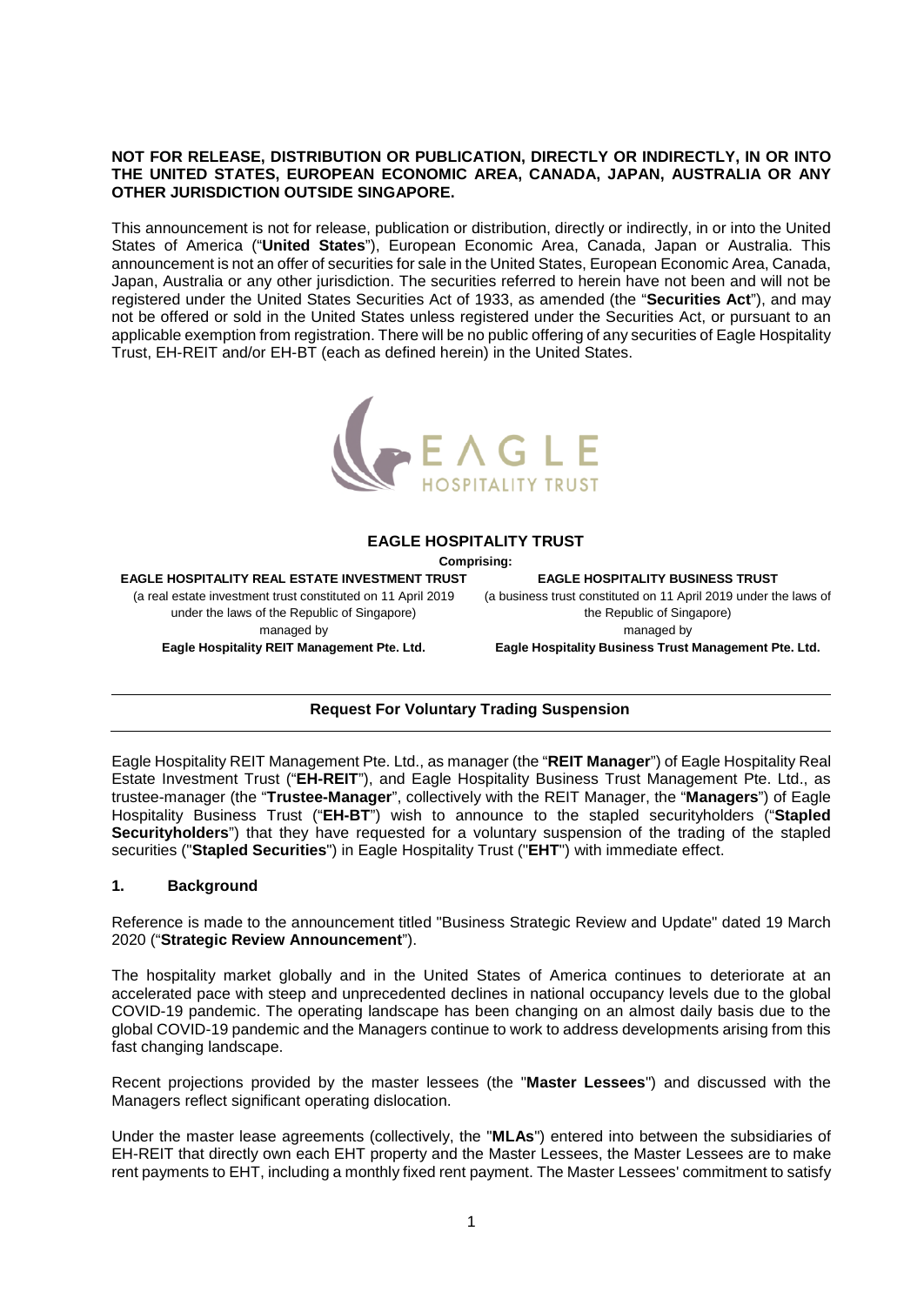**NOT FOR RELEASE, DISTRIBUTION OR PUBLICATION, DIRECTLY OR INDIRECTLY, IN OR INTO THE UNITED STATES, EUROPEAN ECONOMIC AREA, CANADA, JAPAN, AUSTRALIA OR ANY OTHER JURISDICTION OUTSIDE SINGAPORE.**

This announcement is not for release, publication or distribution, directly or indirectly, in or into the United States of America ("**United States**"), European Economic Area, Canada, Japan or Australia. This announcement is not an offer of securities for sale in the United States, European Economic Area, Canada, Japan, Australia or any other jurisdiction. The securities referred to herein have not been and will not be registered under the United States Securities Act of 1933, as amended (the "**Securities Act**"), and may not be offered or sold in the United States unless registered under the Securities Act, or pursuant to an applicable exemption from registration. There will be no public offering of any securities of Eagle Hospitality Trust, EH-REIT and/or EH-BT (each as defined herein) in the United States.

EAGLE HOSPITALITY TRUST

# EAGLE HOSPITALITY TRUST

**Comprising:**

**EAGLE HOSPITALITY REAL ESTATE INVESTMENT TRUST**
(a real estate investment trust constituted on 11 April 2019 under the laws of the Republic of Singapore)
managed by
**Eagle Hospitality REIT Management Pte. Ltd.**

**EAGLE HOSPITALITY BUSINESS TRUST**
(a business trust constituted on 11 April 2019 under the laws of the Republic of Singapore)
managed by
**Eagle Hospitality Business Trust Management Pte. Ltd.**

## Request For Voluntary Trading Suspension

Eagle Hospitality REIT Management Pte. Ltd., as manager (the "**REIT Manager**") of Eagle Hospitality Real Estate Investment Trust ("**EH-REIT**"), and Eagle Hospitality Business Trust Management Pte. Ltd., as trustee-manager (the "**Trustee-Manager**", collectively with the REIT Manager, the "**Managers**") of Eagle Hospitality Business Trust ("**EH-BT**") wish to announce to the stapled securityholders ("**Stapled Securityholders**") that they have requested for a voluntary suspension of the trading of the stapled securities ("**Stapled Securities**") in Eagle Hospitality Trust ("**EHT**") with immediate effect.

### 1. Background

Reference is made to the announcement titled "Business Strategic Review and Update" dated 19 March 2020 ("**Strategic Review Announcement**").

The hospitality market globally and in the United States of America continues to deteriorate at an accelerated pace with steep and unprecedented declines in national occupancy levels due to the global COVID-19 pandemic. The operating landscape has been changing on an almost daily basis due to the global COVID-19 pandemic and the Managers continue to work to address developments arising from this fast changing landscape.

Recent projections provided by the master lessees (the "**Master Lessees**") and discussed with the Managers reflect significant operating dislocation.

Under the master lease agreements (collectively, the "**MLAs**") entered into between the subsidiaries of EH-REIT that directly own each EHT property and the Master Lessees, the Master Lessees are to make rent payments to EHT, including a monthly fixed rent payment. The Master Lessees' commitment to satisfy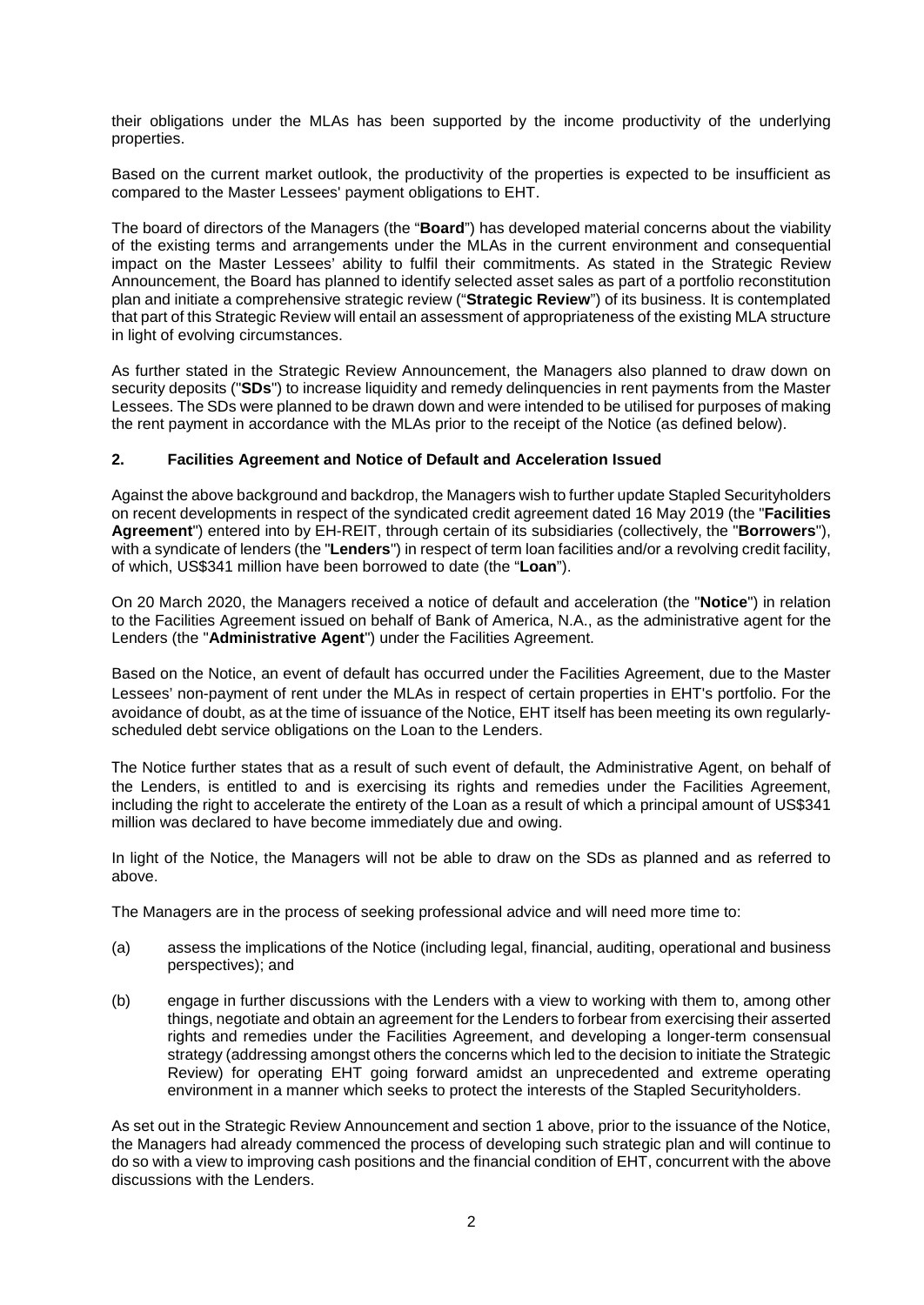their obligations under the MLAs has been supported by the income productivity of the underlying properties.

Based on the current market outlook, the productivity of the properties is expected to be insufficient as compared to the Master Lessees' payment obligations to EHT.

The board of directors of the Managers (the "**Board**") has developed material concerns about the viability of the existing terms and arrangements under the MLAs in the current environment and consequential impact on the Master Lessees' ability to fulfil their commitments. As stated in the Strategic Review Announcement, the Board has planned to identify selected asset sales as part of a portfolio reconstitution plan and initiate a comprehensive strategic review ("**Strategic Review**") of its business. It is contemplated that part of this Strategic Review will entail an assessment of appropriateness of the existing MLA structure in light of evolving circumstances.

As further stated in the Strategic Review Announcement, the Managers also planned to draw down on security deposits ("**SDs**") to increase liquidity and remedy delinquencies in rent payments from the Master Lessees. The SDs were planned to be drawn down and were intended to be utilised for purposes of making the rent payment in accordance with the MLAs prior to the receipt of the Notice (as defined below).

## 2. Facilities Agreement and Notice of Default and Acceleration Issued

Against the above background and backdrop, the Managers wish to further update Stapled Securityholders on recent developments in respect of the syndicated credit agreement dated 16 May 2019 (the "**Facilities Agreement**") entered into by EH-REIT, through certain of its subsidiaries (collectively, the "**Borrowers**"), with a syndicate of lenders (the "**Lenders**") in respect of term loan facilities and/or a revolving credit facility, of which, US$341 million have been borrowed to date (the "**Loan**").

On 20 March 2020, the Managers received a notice of default and acceleration (the "**Notice**") in relation to the Facilities Agreement issued on behalf of Bank of America, N.A., as the administrative agent for the Lenders (the "**Administrative Agent**") under the Facilities Agreement.

Based on the Notice, an event of default has occurred under the Facilities Agreement, due to the Master Lessees' non-payment of rent under the MLAs in respect of certain properties in EHT's portfolio. For the avoidance of doubt, as at the time of issuance of the Notice, EHT itself has been meeting its own regularly-scheduled debt service obligations on the Loan to the Lenders.

The Notice further states that as a result of such event of default, the Administrative Agent, on behalf of the Lenders, is entitled to and is exercising its rights and remedies under the Facilities Agreement, including the right to accelerate the entirety of the Loan as a result of which a principal amount of US$341 million was declared to have become immediately due and owing.

In light of the Notice, the Managers will not be able to draw on the SDs as planned and as referred to above.

The Managers are in the process of seeking professional advice and will need more time to:

(a) assess the implications of the Notice (including legal, financial, auditing, operational and business perspectives); and

(b) engage in further discussions with the Lenders with a view to working with them to, among other things, negotiate and obtain an agreement for the Lenders to forbear from exercising their asserted rights and remedies under the Facilities Agreement, and developing a longer-term consensual strategy (addressing amongst others the concerns which led to the decision to initiate the Strategic Review) for operating EHT going forward amidst an unprecedented and extreme operating environment in a manner which seeks to protect the interests of the Stapled Securityholders.

As set out in the Strategic Review Announcement and section 1 above, prior to the issuance of the Notice, the Managers had already commenced the process of developing such strategic plan and will continue to do so with a view to improving cash positions and the financial condition of EHT, concurrent with the above discussions with the Lenders.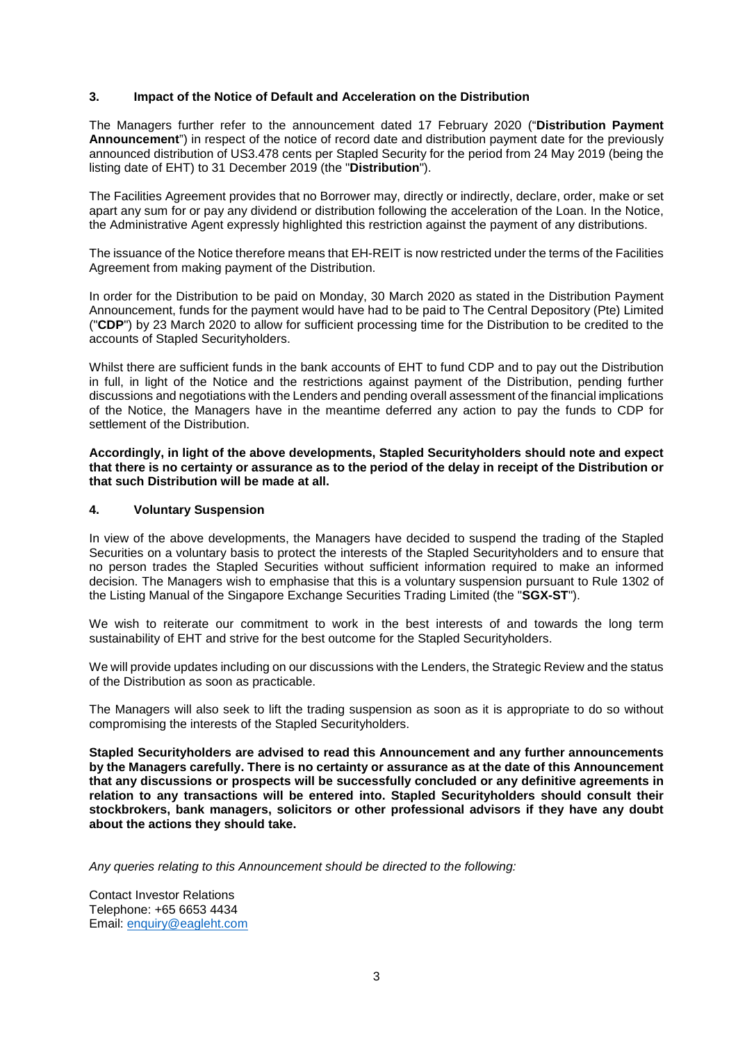## 3. Impact of the Notice of Default and Acceleration on the Distribution

The Managers further refer to the announcement dated 17 February 2020 ("**Distribution Payment Announcement**") in respect of the notice of record date and distribution payment date for the previously announced distribution of US3.478 cents per Stapled Security for the period from 24 May 2019 (being the listing date of EHT) to 31 December 2019 (the "**Distribution**").

The Facilities Agreement provides that no Borrower may, directly or indirectly, declare, order, make or set apart any sum for or pay any dividend or distribution following the acceleration of the Loan. In the Notice, the Administrative Agent expressly highlighted this restriction against the payment of any distributions.

The issuance of the Notice therefore means that EH-REIT is now restricted under the terms of the Facilities Agreement from making payment of the Distribution.

In order for the Distribution to be paid on Monday, 30 March 2020 as stated in the Distribution Payment Announcement, funds for the payment would have had to be paid to The Central Depository (Pte) Limited ("**CDP**") by 23 March 2020 to allow for sufficient processing time for the Distribution to be credited to the accounts of Stapled Securityholders.

Whilst there are sufficient funds in the bank accounts of EHT to fund CDP and to pay out the Distribution in full, in light of the Notice and the restrictions against payment of the Distribution, pending further discussions and negotiations with the Lenders and pending overall assessment of the financial implications of the Notice, the Managers have in the meantime deferred any action to pay the funds to CDP for settlement of the Distribution.

**Accordingly, in light of the above developments, Stapled Securityholders should note and expect that there is no certainty or assurance as to the period of the delay in receipt of the Distribution or that such Distribution will be made at all.**

## 4. Voluntary Suspension

In view of the above developments, the Managers have decided to suspend the trading of the Stapled Securities on a voluntary basis to protect the interests of the Stapled Securityholders and to ensure that no person trades the Stapled Securities without sufficient information required to make an informed decision. The Managers wish to emphasise that this is a voluntary suspension pursuant to Rule 1302 of the Listing Manual of the Singapore Exchange Securities Trading Limited (the "**SGX-ST**").

We wish to reiterate our commitment to work in the best interests of and towards the long term sustainability of EHT and strive for the best outcome for the Stapled Securityholders.

We will provide updates including on our discussions with the Lenders, the Strategic Review and the status of the Distribution as soon as practicable.

The Managers will also seek to lift the trading suspension as soon as it is appropriate to do so without compromising the interests of the Stapled Securityholders.

**Stapled Securityholders are advised to read this Announcement and any further announcements by the Managers carefully. There is no certainty or assurance as at the date of this Announcement that any discussions or prospects will be successfully concluded or any definitive agreements in relation to any transactions will be entered into. Stapled Securityholders should consult their stockbrokers, bank managers, solicitors or other professional advisors if they have any doubt about the actions they should take.**

*Any queries relating to this Announcement should be directed to the following:*

Contact Investor Relations
Telephone: +65 6653 4434
Email: enquiry@eagleht.com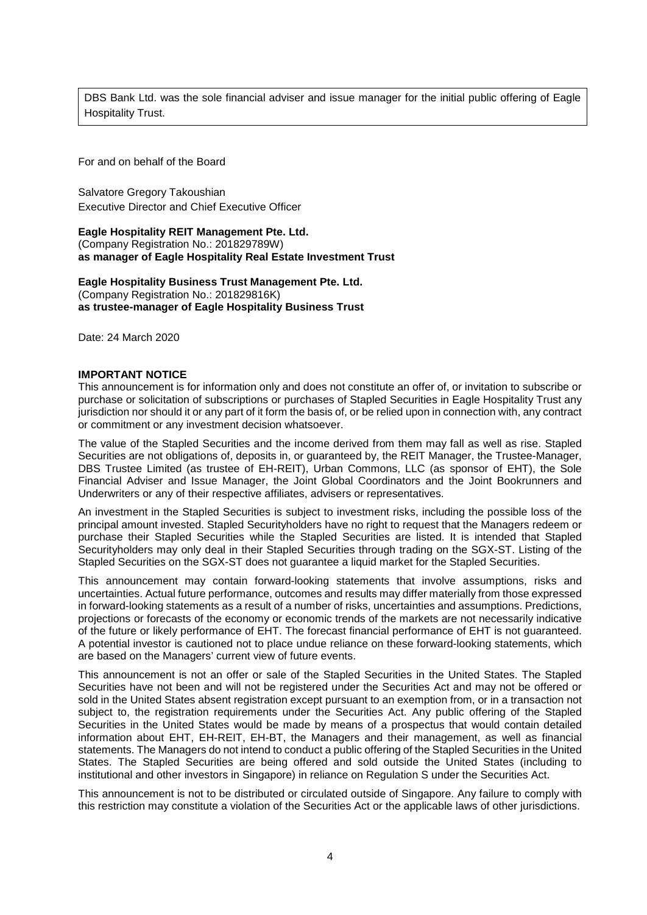DBS Bank Ltd. was the sole financial adviser and issue manager for the initial public offering of Eagle Hospitality Trust.

For and on behalf of the Board

Salvatore Gregory Takoushian
Executive Director and Chief Executive Officer

**Eagle Hospitality REIT Management Pte. Ltd.**
(Company Registration No.: 201829789W)
**as manager of Eagle Hospitality Real Estate Investment Trust**

**Eagle Hospitality Business Trust Management Pte. Ltd.**
(Company Registration No.: 201829816K)
**as trustee-manager of Eagle Hospitality Business Trust**

Date: 24 March 2020

**IMPORTANT NOTICE**

This announcement is for information only and does not constitute an offer of, or invitation to subscribe or purchase or solicitation of subscriptions or purchases of Stapled Securities in Eagle Hospitality Trust any jurisdiction nor should it or any part of it form the basis of, or be relied upon in connection with, any contract or commitment or any investment decision whatsoever.

The value of the Stapled Securities and the income derived from them may fall as well as rise. Stapled Securities are not obligations of, deposits in, or guaranteed by, the REIT Manager, the Trustee-Manager, DBS Trustee Limited (as trustee of EH-REIT), Urban Commons, LLC (as sponsor of EHT), the Sole Financial Adviser and Issue Manager, the Joint Global Coordinators and the Joint Bookrunners and Underwriters or any of their respective affiliates, advisers or representatives.

An investment in the Stapled Securities is subject to investment risks, including the possible loss of the principal amount invested. Stapled Securityholders have no right to request that the Managers redeem or purchase their Stapled Securities while the Stapled Securities are listed. It is intended that Stapled Securityholders may only deal in their Stapled Securities through trading on the SGX-ST. Listing of the Stapled Securities on the SGX-ST does not guarantee a liquid market for the Stapled Securities.

This announcement may contain forward-looking statements that involve assumptions, risks and uncertainties. Actual future performance, outcomes and results may differ materially from those expressed in forward-looking statements as a result of a number of risks, uncertainties and assumptions. Predictions, projections or forecasts of the economy or economic trends of the markets are not necessarily indicative of the future or likely performance of EHT. The forecast financial performance of EHT is not guaranteed. A potential investor is cautioned not to place undue reliance on these forward-looking statements, which are based on the Managers' current view of future events.

This announcement is not an offer or sale of the Stapled Securities in the United States. The Stapled Securities have not been and will not be registered under the Securities Act and may not be offered or sold in the United States absent registration except pursuant to an exemption from, or in a transaction not subject to, the registration requirements under the Securities Act. Any public offering of the Stapled Securities in the United States would be made by means of a prospectus that would contain detailed information about EHT, EH-REIT, EH-BT, the Managers and their management, as well as financial statements. The Managers do not intend to conduct a public offering of the Stapled Securities in the United States. The Stapled Securities are being offered and sold outside the United States (including to institutional and other investors in Singapore) in reliance on Regulation S under the Securities Act.

This announcement is not to be distributed or circulated outside of Singapore. Any failure to comply with this restriction may constitute a violation of the Securities Act or the applicable laws of other jurisdictions.